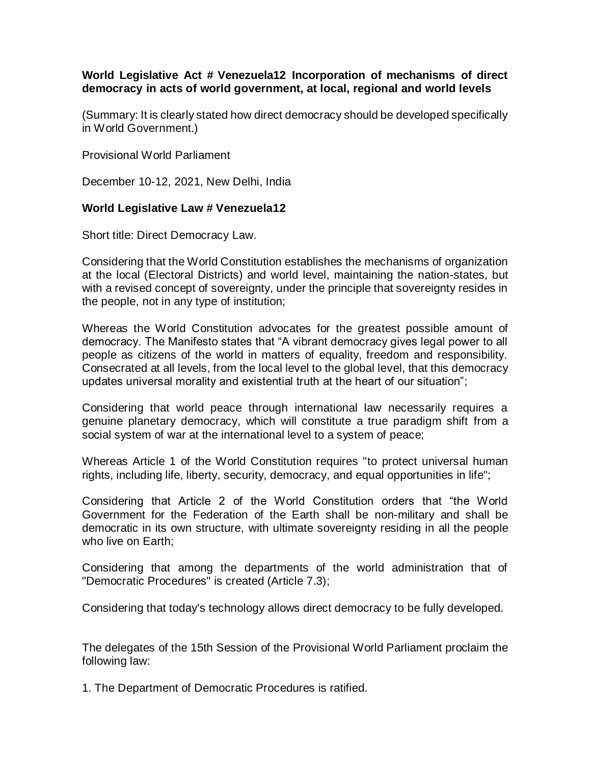**World Legislative Act # Venezuela12 Incorporation of mechanisms of direct democracy in acts of world government, at local, regional and world levels**

(Summary: It is clearly stated how direct democracy should be developed specifically in World Government.)

Provisional World Parliament

December 10-12, 2021, New Delhi, India

**World Legislative Law # Venezuela12**

Short title: Direct Democracy Law.

Considering that the World Constitution establishes the mechanisms of organization at the local (Electoral Districts) and world level, maintaining the nation-states, but with a revised concept of sovereignty, under the principle that sovereignty resides in the people, not in any type of institution;

Whereas the World Constitution advocates for the greatest possible amount of democracy. The Manifesto states that "A vibrant democracy gives legal power to all people as citizens of the world in matters of equality, freedom and responsibility. Consecrated at all levels, from the local level to the global level, that this democracy updates universal morality and existential truth at the heart of our situation";

Considering that world peace through international law necessarily requires a genuine planetary democracy, which will constitute a true paradigm shift from a social system of war at the international level to a system of peace;

Whereas Article 1 of the World Constitution requires "to protect universal human rights, including life, liberty, security, democracy, and equal opportunities in life";

Considering that Article 2 of the World Constitution orders that "the World Government for the Federation of the Earth shall be non-military and shall be democratic in its own structure, with ultimate sovereignty residing in all the people who live on Earth;

Considering that among the departments of the world administration that of "Democratic Procedures" is created (Article 7.3);

Considering that today's technology allows direct democracy to be fully developed.

The delegates of the 15th Session of the Provisional World Parliament proclaim the following law:

1. The Department of Democratic Procedures is ratified.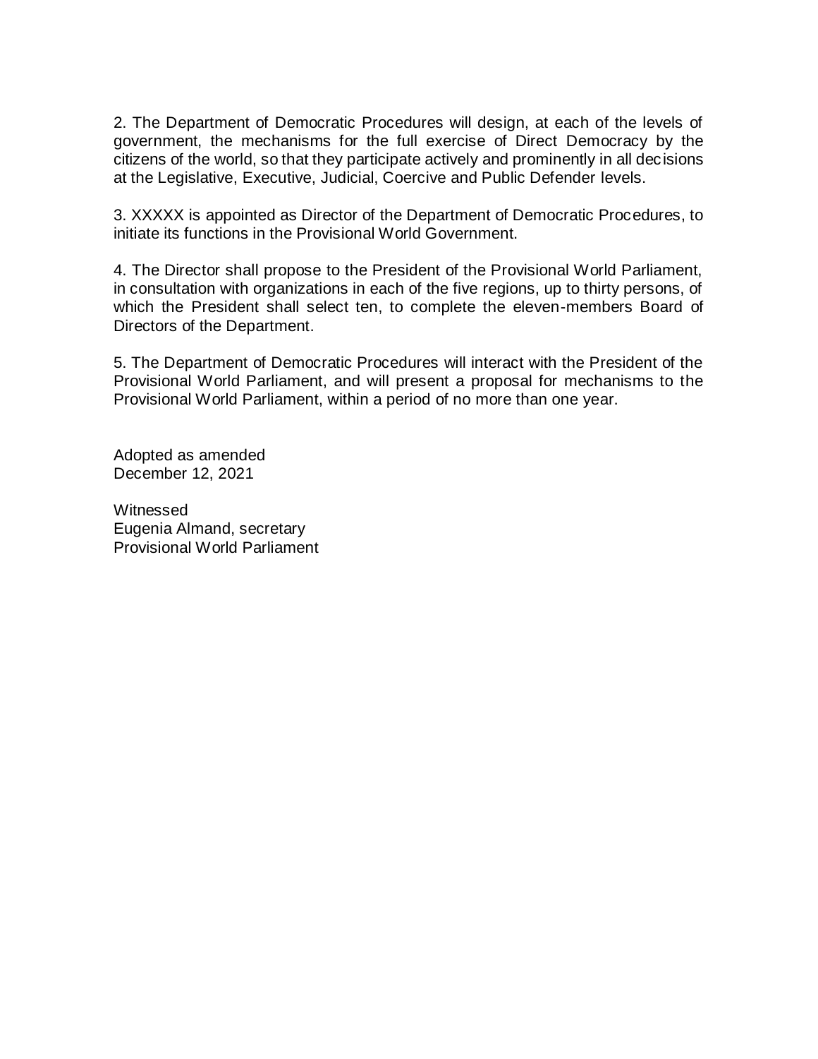2. The Department of Democratic Procedures will design, at each of the levels of government, the mechanisms for the full exercise of Direct Democracy by the citizens of the world, so that they participate actively and prominently in all decisions at the Legislative, Executive, Judicial, Coercive and Public Defender levels.

3. XXXXX is appointed as Director of the Department of Democratic Procedures, to initiate its functions in the Provisional World Government.

4. The Director shall propose to the President of the Provisional World Parliament, in consultation with organizations in each of the five regions, up to thirty persons, of which the President shall select ten, to complete the eleven-members Board of Directors of the Department.

5. The Department of Democratic Procedures will interact with the President of the Provisional World Parliament, and will present a proposal for mechanisms to the Provisional World Parliament, within a period of no more than one year.

Adopted as amended
December 12, 2021

Witnessed
Eugenia Almand, secretary
Provisional World Parliament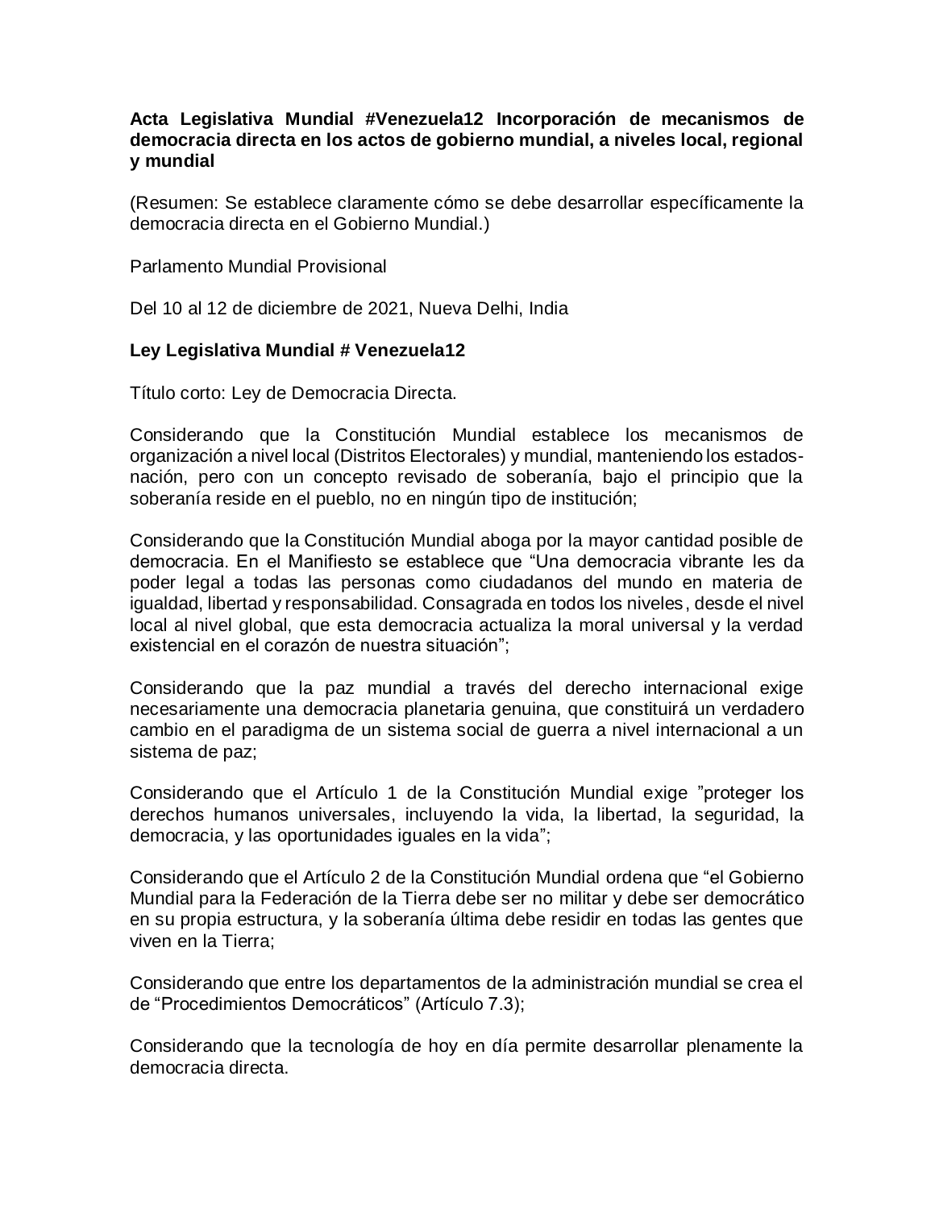**Acta Legislativa Mundial #Venezuela12 Incorporación de mecanismos de democracia directa en los actos de gobierno mundial, a niveles local, regional y mundial**

(Resumen: Se establece claramente cómo se debe desarrollar específicamente la democracia directa en el Gobierno Mundial.)

Parlamento Mundial Provisional

Del 10 al 12 de diciembre de 2021, Nueva Delhi, India

**Ley Legislativa Mundial # Venezuela12**

Título corto: Ley de Democracia Directa.

Considerando que la Constitución Mundial establece los mecanismos de organización a nivel local (Distritos Electorales) y mundial, manteniendo los estados-nación, pero con un concepto revisado de soberanía, bajo el principio que la soberanía reside en el pueblo, no en ningún tipo de institución;

Considerando que la Constitución Mundial aboga por la mayor cantidad posible de democracia. En el Manifiesto se establece que "Una democracia vibrante les da poder legal a todas las personas como ciudadanos del mundo en materia de igualdad, libertad y responsabilidad. Consagrada en todos los niveles, desde el nivel local al nivel global, que esta democracia actualiza la moral universal y la verdad existencial en el corazón de nuestra situación";

Considerando que la paz mundial a través del derecho internacional exige necesariamente una democracia planetaria genuina, que constituirá un verdadero cambio en el paradigma de un sistema social de guerra a nivel internacional a un sistema de paz;

Considerando que el Artículo 1 de la Constitución Mundial exige "proteger los derechos humanos universales, incluyendo la vida, la libertad, la seguridad, la democracia, y las oportunidades iguales en la vida";

Considerando que el Artículo 2 de la Constitución Mundial ordena que "el Gobierno Mundial para la Federación de la Tierra debe ser no militar y debe ser democrático en su propia estructura, y la soberanía última debe residir en todas las gentes que viven en la Tierra;

Considerando que entre los departamentos de la administración mundial se crea el de "Procedimientos Democráticos" (Artículo 7.3);

Considerando que la tecnología de hoy en día permite desarrollar plenamente la democracia directa.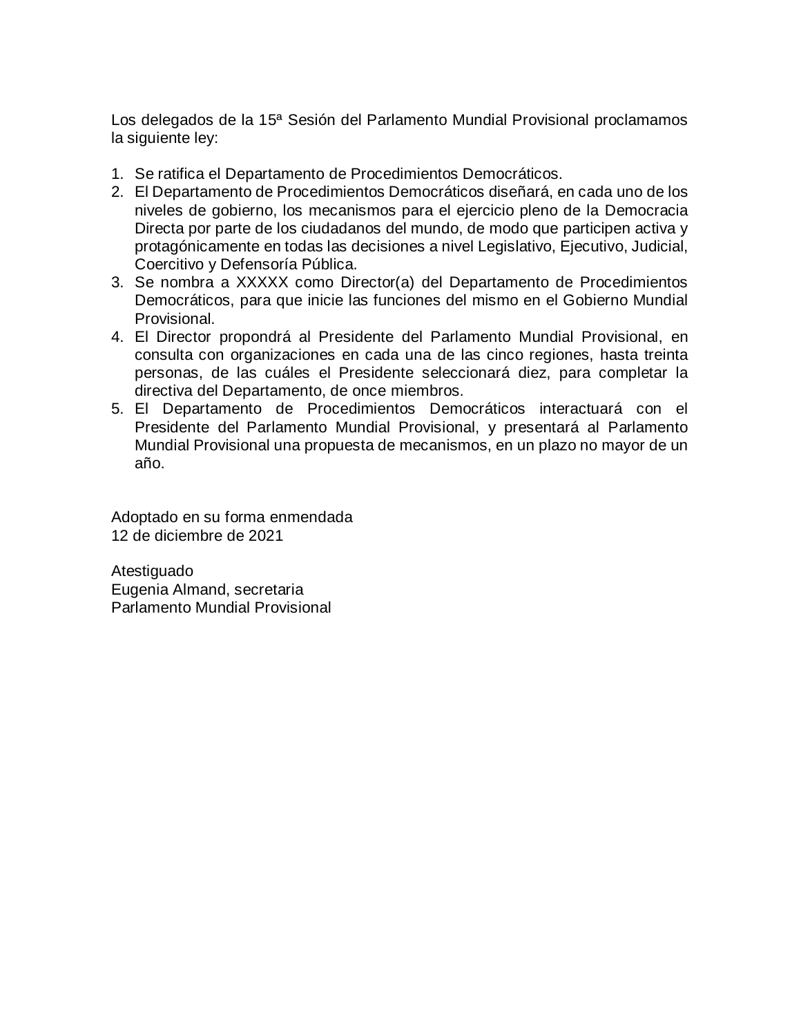Los delegados de la 15ª Sesión del Parlamento Mundial Provisional proclamamos la siguiente ley:

1. Se ratifica el Departamento de Procedimientos Democráticos.
2. El Departamento de Procedimientos Democráticos diseñará, en cada uno de los niveles de gobierno, los mecanismos para el ejercicio pleno de la Democracia Directa por parte de los ciudadanos del mundo, de modo que participen activa y protagónicamente en todas las decisiones a nivel Legislativo, Ejecutivo, Judicial, Coercitivo y Defensoría Pública.
3. Se nombra a XXXXX como Director(a) del Departamento de Procedimientos Democráticos, para que inicie las funciones del mismo en el Gobierno Mundial Provisional.
4. El Director propondrá al Presidente del Parlamento Mundial Provisional, en consulta con organizaciones en cada una de las cinco regiones, hasta treinta personas, de las cuáles el Presidente seleccionará diez, para completar la directiva del Departamento, de once miembros.
5. El Departamento de Procedimientos Democráticos interactuará con el Presidente del Parlamento Mundial Provisional, y presentará al Parlamento Mundial Provisional una propuesta de mecanismos, en un plazo no mayor de un año.

Adoptado en su forma enmendada
12 de diciembre de 2021

Atestiguado
Eugenia Almand, secretaria
Parlamento Mundial Provisional